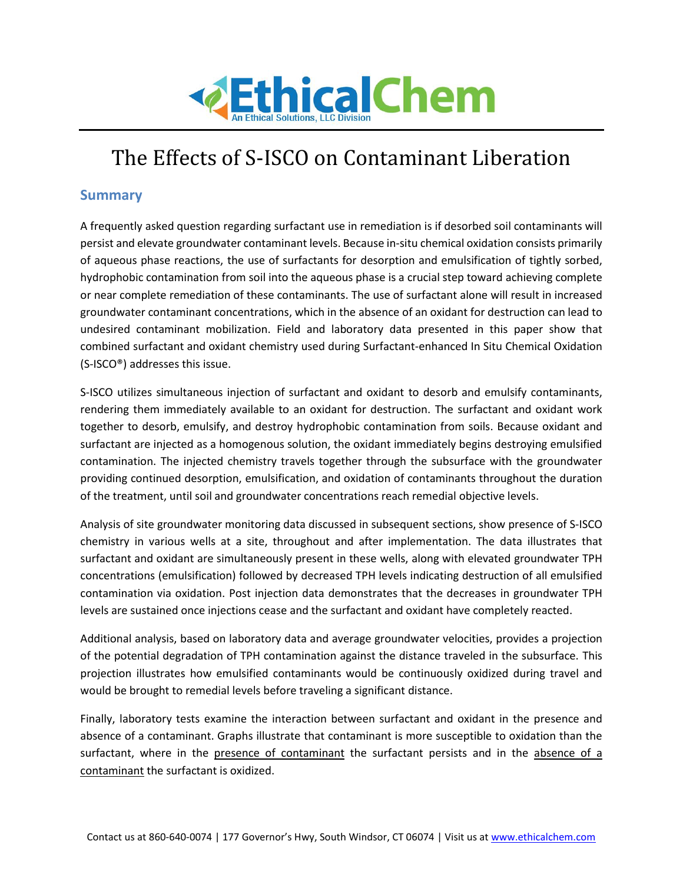# The Effects of S-ISCO on Contaminant Liberation

## Summary

A frequently asked question regarding surfactant use in remediation is if desorbed soil contaminants will persist and elevate groundwater contaminant levels. Because in-situ chemical oxidation consists primarily of aqueous phase reactions, the use of surfactants for desorption and emulsification of tightly sorbed, hydrophobic contamination from soil into the aqueous phase is a crucial step toward achieving complete or near complete remediation of these contaminants. The use of surfactant alone will result in increased groundwater contaminant concentrations, which in the absence of an oxidant for destruction can lead to undesired contaminant mobilization. Field and laboratory data presented in this paper show that combined surfactant and oxidant chemistry used during Surfactant-enhanced In Situ Chemical Oxidation (S-ISCO®) addresses this issue.

S-ISCO utilizes simultaneous injection of surfactant and oxidant to desorb and emulsify contaminants, rendering them immediately available to an oxidant for destruction. The surfactant and oxidant work together to desorb, emulsify, and destroy hydrophobic contamination from soils. Because oxidant and surfactant are injected as a homogenous solution, the oxidant immediately begins destroying emulsified contamination. The injected chemistry travels together through the subsurface with the groundwater providing continued desorption, emulsification, and oxidation of contaminants throughout the duration of the treatment, until soil and groundwater concentrations reach remedial objective levels.

Analysis of site groundwater monitoring data discussed in subsequent sections, show presence of S-ISCO chemistry in various wells at a site, throughout and after implementation. The data illustrates that surfactant and oxidant are simultaneously present in these wells, along with elevated groundwater TPH concentrations (emulsification) followed by decreased TPH levels indicating destruction of all emulsified contamination via oxidation. Post injection data demonstrates that the decreases in groundwater TPH levels are sustained once injections cease and the surfactant and oxidant have completely reacted.

Additional analysis, based on laboratory data and average groundwater velocities, provides a projection of the potential degradation of TPH contamination against the distance traveled in the subsurface. This projection illustrates how emulsified contaminants would be continuously oxidized during travel and would be brought to remedial levels before traveling a significant distance.

Finally, laboratory tests examine the interaction between surfactant and oxidant in the presence and absence of a contaminant. Graphs illustrate that contaminant is more susceptible to oxidation than the surfactant, where in the presence of contaminant the surfactant persists and in the absence of a contaminant the surfactant is oxidized.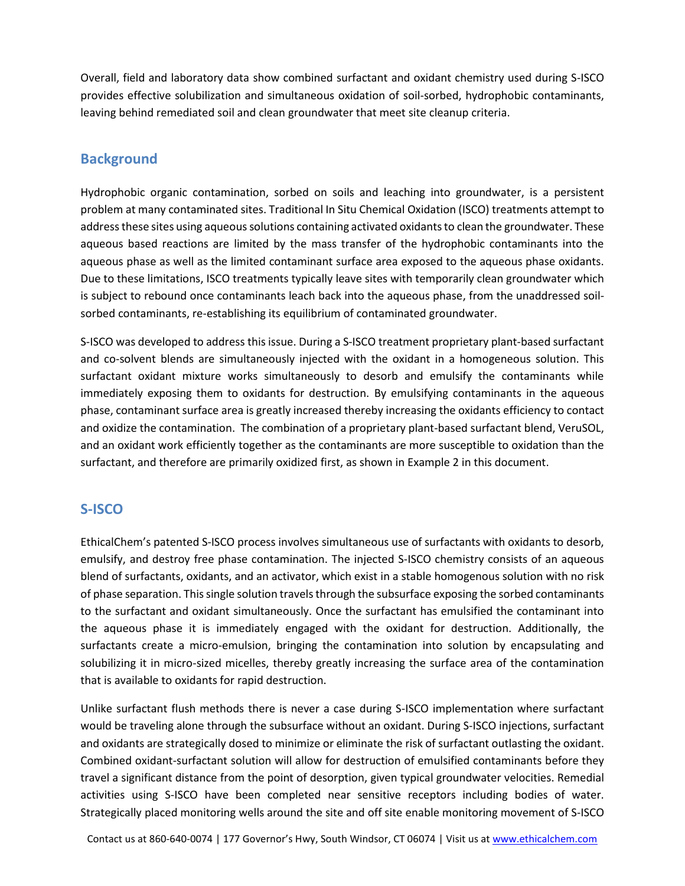Overall, field and laboratory data show combined surfactant and oxidant chemistry used during S-ISCO provides effective solubilization and simultaneous oxidation of soil-sorbed, hydrophobic contaminants, leaving behind remediated soil and clean groundwater that meet site cleanup criteria.

## Background

Hydrophobic organic contamination, sorbed on soils and leaching into groundwater, is a persistent problem at many contaminated sites. Traditional In Situ Chemical Oxidation (ISCO) treatments attempt to address these sites using aqueous solutions containing activated oxidants to clean the groundwater. These aqueous based reactions are limited by the mass transfer of the hydrophobic contaminants into the aqueous phase as well as the limited contaminant surface area exposed to the aqueous phase oxidants. Due to these limitations, ISCO treatments typically leave sites with temporarily clean groundwater which is subject to rebound once contaminants leach back into the aqueous phase, from the unaddressed soil-sorbed contaminants, re-establishing its equilibrium of contaminated groundwater.

S-ISCO was developed to address this issue. During a S-ISCO treatment proprietary plant-based surfactant and co-solvent blends are simultaneously injected with the oxidant in a homogeneous solution. This surfactant oxidant mixture works simultaneously to desorb and emulsify the contaminants while immediately exposing them to oxidants for destruction. By emulsifying contaminants in the aqueous phase, contaminant surface area is greatly increased thereby increasing the oxidants efficiency to contact and oxidize the contamination. The combination of a proprietary plant-based surfactant blend, VeruSOL, and an oxidant work efficiently together as the contaminants are more susceptible to oxidation than the surfactant, and therefore are primarily oxidized first, as shown in Example 2 in this document.

## S-ISCO

EthicalChem's patented S-ISCO process involves simultaneous use of surfactants with oxidants to desorb, emulsify, and destroy free phase contamination. The injected S-ISCO chemistry consists of an aqueous blend of surfactants, oxidants, and an activator, which exist in a stable homogenous solution with no risk of phase separation. This single solution travels through the subsurface exposing the sorbed contaminants to the surfactant and oxidant simultaneously. Once the surfactant has emulsified the contaminant into the aqueous phase it is immediately engaged with the oxidant for destruction. Additionally, the surfactants create a micro-emulsion, bringing the contamination into solution by encapsulating and solubilizing it in micro-sized micelles, thereby greatly increasing the surface area of the contamination that is available to oxidants for rapid destruction.

Unlike surfactant flush methods there is never a case during S-ISCO implementation where surfactant would be traveling alone through the subsurface without an oxidant. During S-ISCO injections, surfactant and oxidants are strategically dosed to minimize or eliminate the risk of surfactant outlasting the oxidant. Combined oxidant-surfactant solution will allow for destruction of emulsified contaminants before they travel a significant distance from the point of desorption, given typical groundwater velocities. Remedial activities using S-ISCO have been completed near sensitive receptors including bodies of water. Strategically placed monitoring wells around the site and off site enable monitoring movement of S-ISCO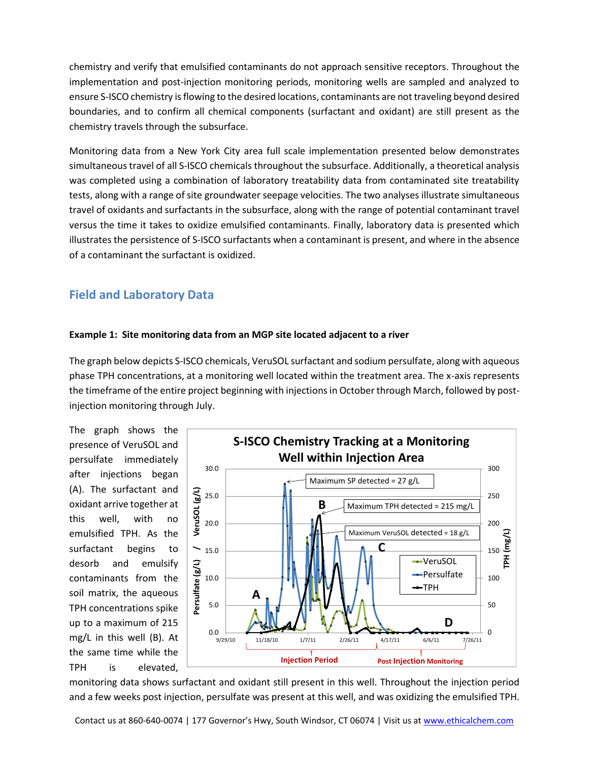chemistry and verify that emulsified contaminants do not approach sensitive receptors. Throughout the implementation and post-injection monitoring periods, monitoring wells are sampled and analyzed to ensure S-ISCO chemistry is flowing to the desired locations, contaminants are not traveling beyond desired boundaries, and to confirm all chemical components (surfactant and oxidant) are still present as the chemistry travels through the subsurface.

Monitoring data from a New York City area full scale implementation presented below demonstrates simultaneous travel of all S-ISCO chemicals throughout the subsurface. Additionally, a theoretical analysis was completed using a combination of laboratory treatability data from contaminated site treatability tests, along with a range of site groundwater seepage velocities. The two analyses illustrate simultaneous travel of oxidants and surfactants in the subsurface, along with the range of potential contaminant travel versus the time it takes to oxidize emulsified contaminants. Finally, laboratory data is presented which illustrates the persistence of S-ISCO surfactants when a contaminant is present, and where in the absence of a contaminant the surfactant is oxidized.

## Field and Laboratory Data

### Example 1: Site monitoring data from an MGP site located adjacent to a river

The graph below depicts S-ISCO chemicals, VeruSOL surfactant and sodium persulfate, along with aqueous phase TPH concentrations, at a monitoring well located within the treatment area. The x-axis represents the timeframe of the entire project beginning with injections in October through March, followed by post-injection monitoring through July.

**S-ISCO Chemistry Tracking at a Monitoring Well within Injection Area**

The graph shows the presence of VeruSOL and persulfate immediately after injections began (A). The surfactant and oxidant arrive together at this well, with no emulsified TPH. As the surfactant begins to desorb and emulsify contaminants from the soil matrix, the aqueous TPH concentrations spike up to a maximum of 215 mg/L in this well (B). At the same time while the TPH is elevated, monitoring data shows surfactant and oxidant still present in this well. Throughout the injection period and a few weeks post injection, persulfate was present at this well, and was oxidizing the emulsified TPH.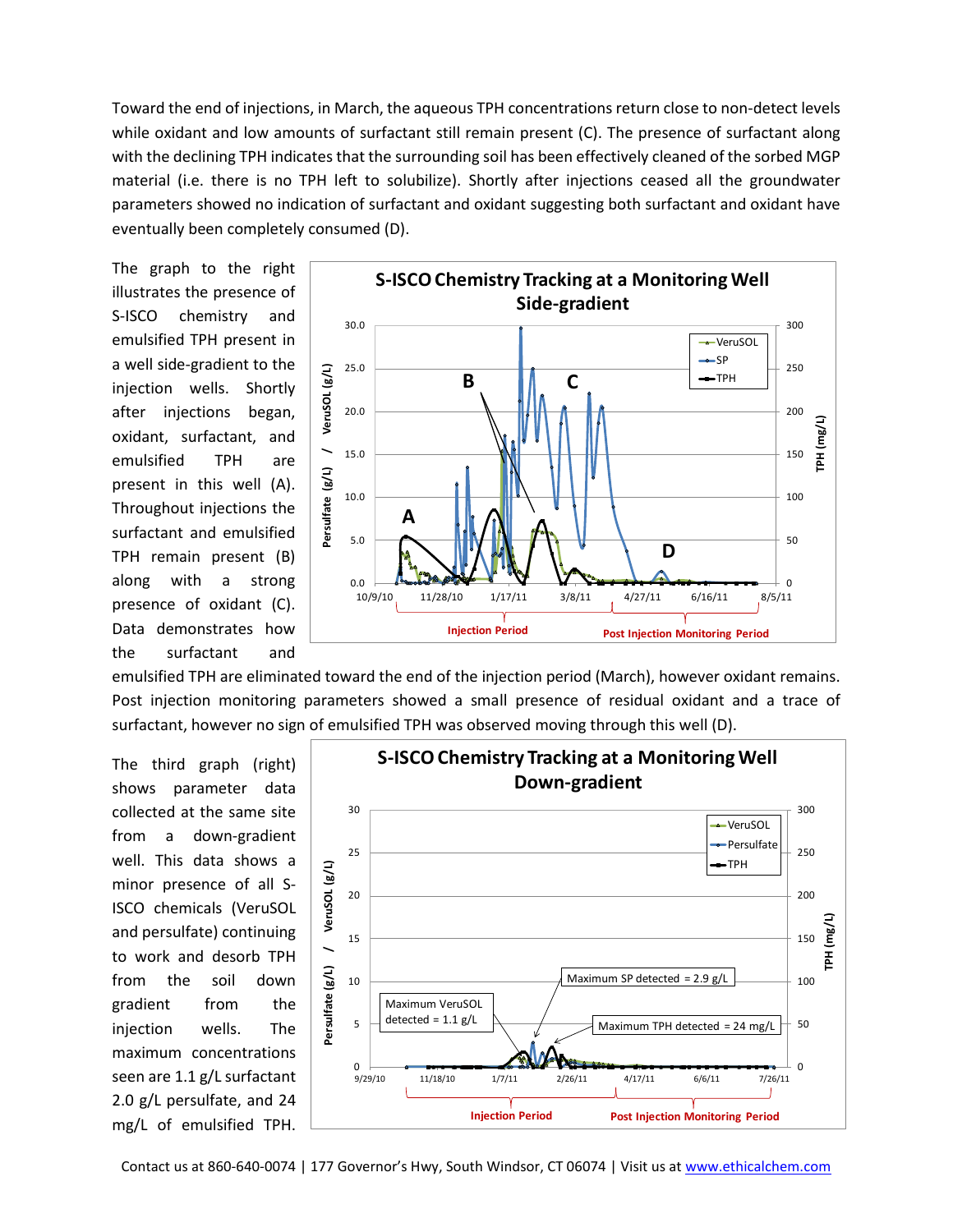Toward the end of injections, in March, the aqueous TPH concentrations return close to non-detect levels while oxidant and low amounts of surfactant still remain present (C). The presence of surfactant along with the declining TPH indicates that the surrounding soil has been effectively cleaned of the sorbed MGP material (i.e. there is no TPH left to solubilize). Shortly after injections ceased all the groundwater parameters showed no indication of surfactant and oxidant suggesting both surfactant and oxidant have eventually been completely consumed (D).

The graph to the right illustrates the presence of S-ISCO chemistry and emulsified TPH present in a well side-gradient to the injection wells. Shortly after injections began, oxidant, surfactant, and emulsified TPH are present in this well (A). Throughout injections the surfactant and emulsified TPH remain present (B) along with a strong presence of oxidant (C). Data demonstrates how the surfactant and emulsified TPH are eliminated toward the end of the injection period (March), however oxidant remains. Post injection monitoring parameters showed a small presence of residual oxidant and a trace of surfactant, however no sign of emulsified TPH was observed moving through this well (D).

The third graph (right) shows parameter data collected at the same site from a down-gradient well. This data shows a minor presence of all S-ISCO chemicals (VeruSOL and persulfate) continuing to work and desorb TPH from the soil down gradient from the injection wells. The maximum concentrations seen are 1.1 g/L surfactant 2.0 g/L persulfate, and 24 mg/L of emulsified TPH.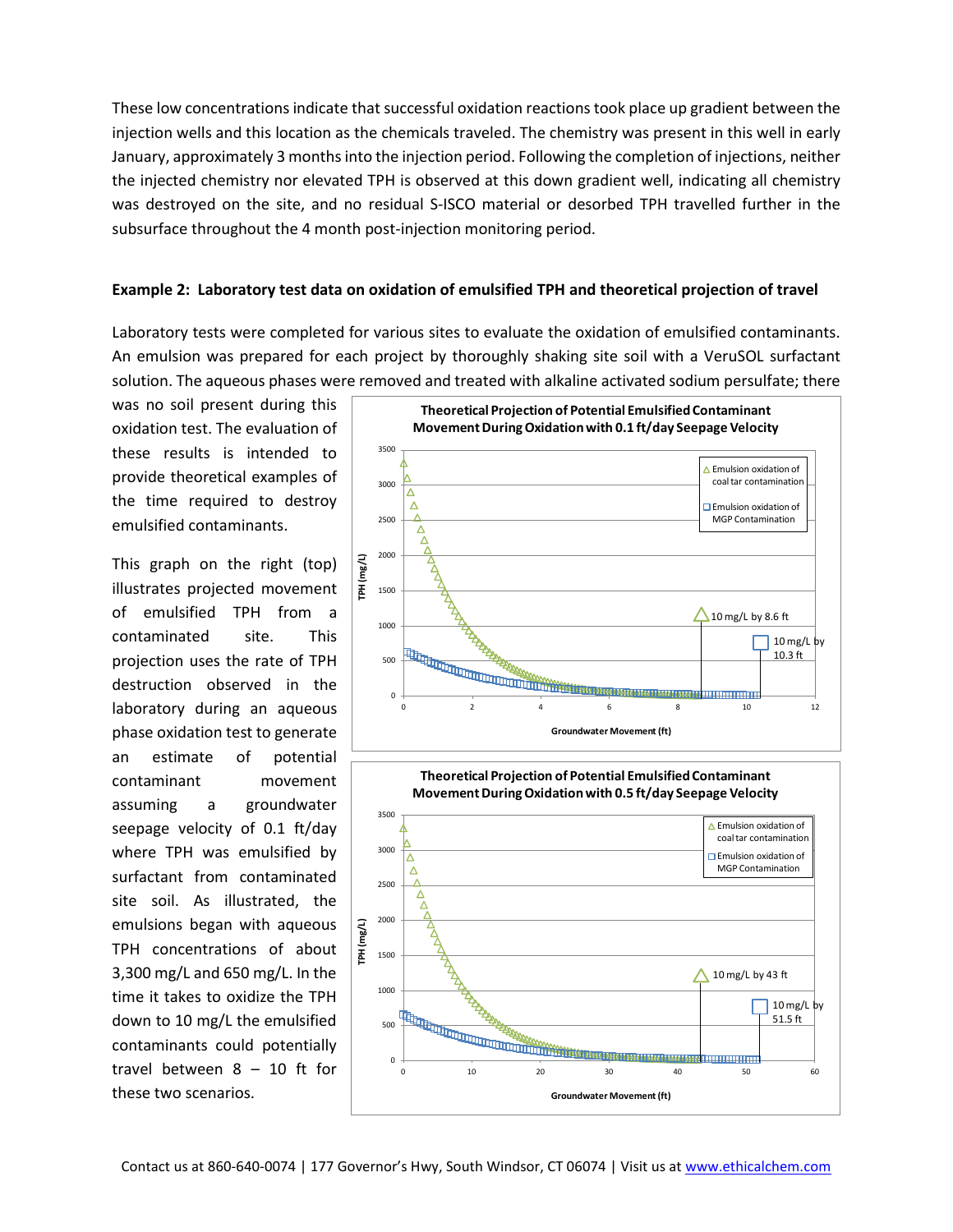These low concentrations indicate that successful oxidation reactions took place up gradient between the injection wells and this location as the chemicals traveled. The chemistry was present in this well in early January, approximately 3 months into the injection period. Following the completion of injections, neither the injected chemistry nor elevated TPH is observed at this down gradient well, indicating all chemistry was destroyed on the site, and no residual S-ISCO material or desorbed TPH travelled further in the subsurface throughout the 4 month post-injection monitoring period.

**Example 2: Laboratory test data on oxidation of emulsified TPH and theoretical projection of travel**

Laboratory tests were completed for various sites to evaluate the oxidation of emulsified contaminants. An emulsion was prepared for each project by thoroughly shaking site soil with a VeruSOL surfactant solution. The aqueous phases were removed and treated with alkaline activated sodium persulfate; there was no soil present during this oxidation test. The evaluation of these results is intended to provide theoretical examples of the time required to destroy emulsified contaminants.

This graph on the right (top) illustrates projected movement of emulsified TPH from a contaminated site. This projection uses the rate of TPH destruction observed in the laboratory during an aqueous phase oxidation test to generate an estimate of potential contaminant movement assuming a groundwater seepage velocity of 0.1 ft/day where TPH was emulsified by surfactant from contaminated site soil. As illustrated, the emulsions began with aqueous TPH concentrations of about 3,300 mg/L and 650 mg/L. In the time it takes to oxidize the TPH down to 10 mg/L the emulsified contaminants could potentially travel between 8 – 10 ft for these two scenarios.

**Theoretical Projection of Potential Emulsified Contaminant Movement During Oxidation with 0.1 ft/day Seepage Velocity**

(Chart: TPH (mg/L) vs. Groundwater Movement (ft); legend: Emulsion oxidation of coal tar contamination; Emulsion oxidation of MGP Contamination; annotations: 10 mg/L by 8.6 ft; 10 mg/L by 10.3 ft)

**Theoretical Projection of Potential Emulsified Contaminant Movement During Oxidation with 0.5 ft/day Seepage Velocity**

(Chart: TPH (mg/L) vs. Groundwater Movement (ft); legend: Emulsion oxidation of coal tar contamination; Emulsion oxidation of MGP Contamination; annotations: 10 mg/L by 43 ft; 10 mg/L by 51.5 ft)

Contact us at 860-640-0074 | 177 Governor's Hwy, South Windsor, CT 06074 | Visit us at www.ethicalchem.com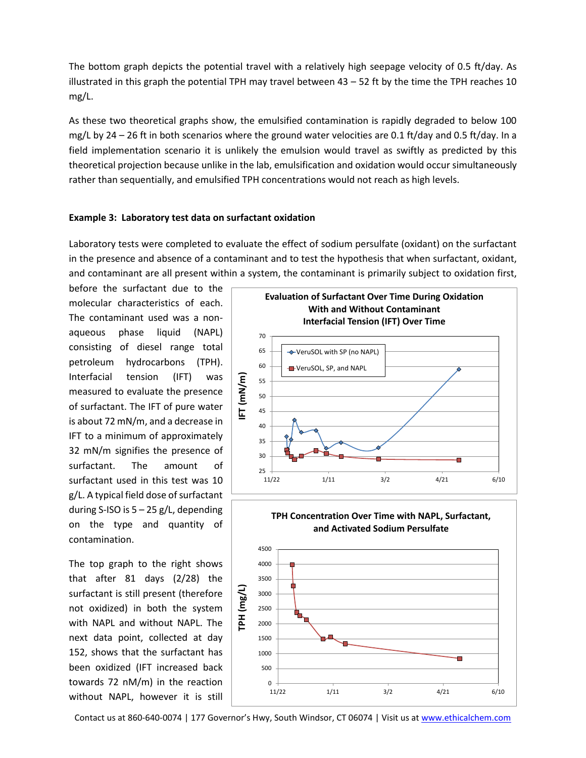The bottom graph depicts the potential travel with a relatively high seepage velocity of 0.5 ft/day. As illustrated in this graph the potential TPH may travel between 43 – 52 ft by the time the TPH reaches 10 mg/L.

As these two theoretical graphs show, the emulsified contamination is rapidly degraded to below 100 mg/L by 24 – 26 ft in both scenarios where the ground water velocities are 0.1 ft/day and 0.5 ft/day. In a field implementation scenario it is unlikely the emulsion would travel as swiftly as predicted by this theoretical projection because unlike in the lab, emulsification and oxidation would occur simultaneously rather than sequentially, and emulsified TPH concentrations would not reach as high levels.

**Example 3: Laboratory test data on surfactant oxidation**

Laboratory tests were completed to evaluate the effect of sodium persulfate (oxidant) on the surfactant in the presence and absence of a contaminant and to test the hypothesis that when surfactant, oxidant, and contaminant are all present within a system, the contaminant is primarily subject to oxidation first, before the surfactant due to the molecular characteristics of each. The contaminant used was a non-aqueous phase liquid (NAPL) consisting of diesel range total petroleum hydrocarbons (TPH). Interfacial tension (IFT) was measured to evaluate the presence of surfactant. The IFT of pure water is about 72 mN/m, and a decrease in IFT to a minimum of approximately 32 mN/m signifies the presence of surfactant. The amount of surfactant used in this test was 10 g/L. A typical field dose of surfactant during S-ISO is 5 – 25 g/L, depending on the type and quantity of contamination.

The top graph to the right shows that after 81 days (2/28) the surfactant is still present (therefore not oxidized) in both the system with NAPL and without NAPL. The next data point, collected at day 152, shows that the surfactant has been oxidized (IFT increased back towards 72 nM/m) in the reaction without NAPL, however it is still

**Evaluation of Surfactant Over Time During Oxidation With and Without Contaminant Interfacial Tension (IFT) Over Time**

**TPH Concentration Over Time with NAPL, Surfactant, and Activated Sodium Persulfate**

Contact us at 860-640-0074 | 177 Governor's Hwy, South Windsor, CT 06074 | Visit us at www.ethicalchem.com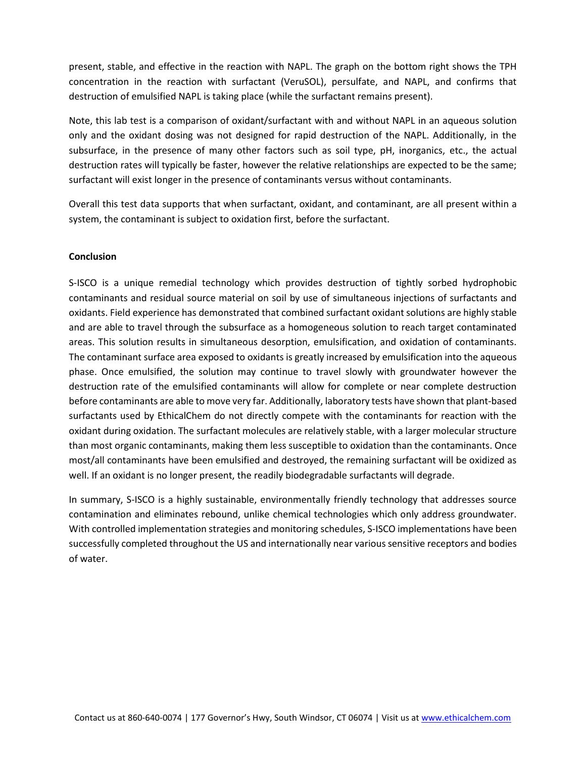present, stable, and effective in the reaction with NAPL. The graph on the bottom right shows the TPH concentration in the reaction with surfactant (VeruSOL), persulfate, and NAPL, and confirms that destruction of emulsified NAPL is taking place (while the surfactant remains present).

Note, this lab test is a comparison of oxidant/surfactant with and without NAPL in an aqueous solution only and the oxidant dosing was not designed for rapid destruction of the NAPL. Additionally, in the subsurface, in the presence of many other factors such as soil type, pH, inorganics, etc., the actual destruction rates will typically be faster, however the relative relationships are expected to be the same; surfactant will exist longer in the presence of contaminants versus without contaminants.

Overall this test data supports that when surfactant, oxidant, and contaminant, are all present within a system, the contaminant is subject to oxidation first, before the surfactant.

**Conclusion**

S-ISCO is a unique remedial technology which provides destruction of tightly sorbed hydrophobic contaminants and residual source material on soil by use of simultaneous injections of surfactants and oxidants. Field experience has demonstrated that combined surfactant oxidant solutions are highly stable and are able to travel through the subsurface as a homogeneous solution to reach target contaminated areas. This solution results in simultaneous desorption, emulsification, and oxidation of contaminants. The contaminant surface area exposed to oxidants is greatly increased by emulsification into the aqueous phase. Once emulsified, the solution may continue to travel slowly with groundwater however the destruction rate of the emulsified contaminants will allow for complete or near complete destruction before contaminants are able to move very far. Additionally, laboratory tests have shown that plant-based surfactants used by EthicalChem do not directly compete with the contaminants for reaction with the oxidant during oxidation. The surfactant molecules are relatively stable, with a larger molecular structure than most organic contaminants, making them less susceptible to oxidation than the contaminants. Once most/all contaminants have been emulsified and destroyed, the remaining surfactant will be oxidized as well. If an oxidant is no longer present, the readily biodegradable surfactants will degrade.

In summary, S-ISCO is a highly sustainable, environmentally friendly technology that addresses source contamination and eliminates rebound, unlike chemical technologies which only address groundwater. With controlled implementation strategies and monitoring schedules, S-ISCO implementations have been successfully completed throughout the US and internationally near various sensitive receptors and bodies of water.